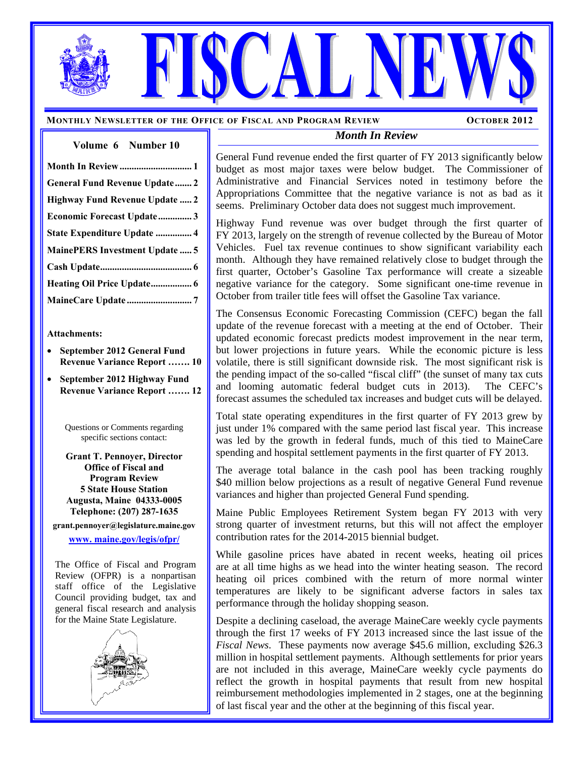# FI$CAL NEW$

**MONTHLY NEWSLETTER OF THE OFFICE OF FISCAL AND PROGRAM REVIEW** — **OCTOBER 2012**

**Volume 6 Number 10**

- **Month In Review** .............................. 1
- **General Fund Revenue Update** ....... 2
- **Highway Fund Revenue Update** ..... 2
- **Economic Forecast Update** ............. 3
- **State Expenditure Update** ............... 4
- **MainePERS Investment Update** ..... 5
- **Cash Update** ...................................... 6
- **Heating Oil Price Update** ................. 6
- **MaineCare Update** ........................... 7

**Attachments:**

- **September 2012 General Fund Revenue Variance Report ……. 10**
- **September 2012 Highway Fund Revenue Variance Report ……. 12**

Questions or Comments regarding specific sections contact:

**Grant T. Pennoyer, Director**
**Office of Fiscal and Program Review**
**5 State House Station**
**Augusta, Maine 04333-0005**
**Telephone: (207) 287-1635**
**grant.pennoyer@legislature.maine.gov**
**www. maine.gov/legis/ofpr/**

The Office of Fiscal and Program Review (OFPR) is a nonpartisan staff office of the Legislative Council providing budget, tax and general fiscal research and analysis for the Maine State Legislature.

## *Month In Review*

General Fund revenue ended the first quarter of FY 2013 significantly below budget as most major taxes were below budget. The Commissioner of Administrative and Financial Services noted in testimony before the Appropriations Committee that the negative variance is not as bad as it seems. Preliminary October data does not suggest much improvement.

Highway Fund revenue was over budget through the first quarter of FY 2013, largely on the strength of revenue collected by the Bureau of Motor Vehicles. Fuel tax revenue continues to show significant variability each month. Although they have remained relatively close to budget through the first quarter, October's Gasoline Tax performance will create a sizeable negative variance for the category. Some significant one-time revenue in October from trailer title fees will offset the Gasoline Tax variance.

The Consensus Economic Forecasting Commission (CEFC) began the fall update of the revenue forecast with a meeting at the end of October. Their updated economic forecast predicts modest improvement in the near term, but lower projections in future years. While the economic picture is less volatile, there is still significant downside risk. The most significant risk is the pending impact of the so-called "fiscal cliff" (the sunset of many tax cuts and looming automatic federal budget cuts in 2013). The CEFC's forecast assumes the scheduled tax increases and budget cuts will be delayed.

Total state operating expenditures in the first quarter of FY 2013 grew by just under 1% compared with the same period last fiscal year. This increase was led by the growth in federal funds, much of this tied to MaineCare spending and hospital settlement payments in the first quarter of FY 2013.

The average total balance in the cash pool has been tracking roughly $40 million below projections as a result of negative General Fund revenue variances and higher than projected General Fund spending.

Maine Public Employees Retirement System began FY 2013 with very strong quarter of investment returns, but this will not affect the employer contribution rates for the 2014-2015 biennial budget.

While gasoline prices have abated in recent weeks, heating oil prices are at all time highs as we head into the winter heating season. The record heating oil prices combined with the return of more normal winter temperatures are likely to be significant adverse factors in sales tax performance through the holiday shopping season.

Despite a declining caseload, the average MaineCare weekly cycle payments through the first 17 weeks of FY 2013 increased since the last issue of the *Fiscal News*. These payments now average $45.6 million, excluding $26.3 million in hospital settlement payments. Although settlements for prior years are not included in this average, MaineCare weekly cycle payments do reflect the growth in hospital payments that result from new hospital reimbursement methodologies implemented in 2 stages, one at the beginning of last fiscal year and the other at the beginning of this fiscal year.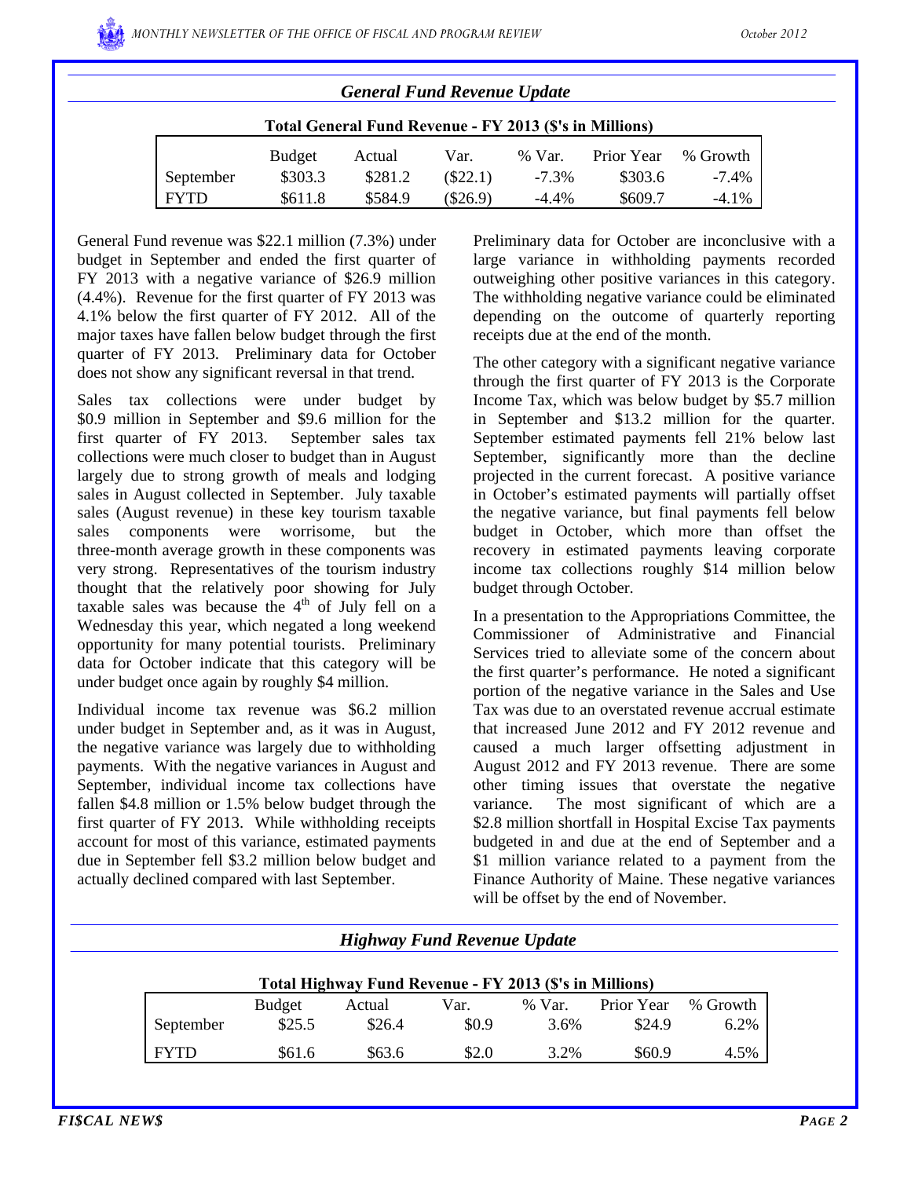## General Fund Revenue Update

**Total General Fund Revenue - FY 2013 ($'s in Millions)**

| | Budget | Actual | Var. | % Var. | Prior Year | % Growth |
|---|---|---|---|---|---|---|
| September | $303.3 | $281.2 | ($22.1) | -7.3% | $303.6 | -7.4% |
| FYTD | $611.8 | $584.9 | ($26.9) | -4.4% | $609.7 | -4.1% |

General Fund revenue was $22.1 million (7.3%) under budget in September and ended the first quarter of FY 2013 with a negative variance of $26.9 million (4.4%). Revenue for the first quarter of FY 2013 was 4.1% below the first quarter of FY 2012. All of the major taxes have fallen below budget through the first quarter of FY 2013. Preliminary data for October does not show any significant reversal in that trend.

Sales tax collections were under budget by $0.9 million in September and $9.6 million for the first quarter of FY 2013. September sales tax collections were much closer to budget than in August largely due to strong growth of meals and lodging sales in August collected in September. July taxable sales (August revenue) in these key tourism taxable sales components were worrisome, but the three-month average growth in these components was very strong. Representatives of the tourism industry thought that the relatively poor showing for July taxable sales was because the 4th of July fell on a Wednesday this year, which negated a long weekend opportunity for many potential tourists. Preliminary data for October indicate that this category will be under budget once again by roughly $4 million.

Individual income tax revenue was $6.2 million under budget in September and, as it was in August, the negative variance was largely due to withholding payments. With the negative variances in August and September, individual income tax collections have fallen $4.8 million or 1.5% below budget through the first quarter of FY 2013. While withholding receipts account for most of this variance, estimated payments due in September fell $3.2 million below budget and actually declined compared with last September.

Preliminary data for October are inconclusive with a large variance in withholding payments recorded outweighing other positive variances in this category. The withholding negative variance could be eliminated depending on the outcome of quarterly reporting receipts due at the end of the month.

The other category with a significant negative variance through the first quarter of FY 2013 is the Corporate Income Tax, which was below budget by $5.7 million in September and $13.2 million for the quarter. September estimated payments fell 21% below last September, significantly more than the decline projected in the current forecast. A positive variance in October's estimated payments will partially offset the negative variance, but final payments fell below budget in October, which more than offset the recovery in estimated payments leaving corporate income tax collections roughly $14 million below budget through October.

In a presentation to the Appropriations Committee, the Commissioner of Administrative and Financial Services tried to alleviate some of the concern about the first quarter's performance. He noted a significant portion of the negative variance in the Sales and Use Tax was due to an overstated revenue accrual estimate that increased June 2012 and FY 2012 revenue and caused a much larger offsetting adjustment in August 2012 and FY 2013 revenue. There are some other timing issues that overstate the negative variance. The most significant of which are a $2.8 million shortfall in Hospital Excise Tax payments budgeted in and due at the end of September and a $1 million variance related to a payment from the Finance Authority of Maine. These negative variances will be offset by the end of November.

## Highway Fund Revenue Update

**Total Highway Fund Revenue - FY 2013 ($'s in Millions)**

| | Budget | Actual | Var. | % Var. | Prior Year | % Growth |
|---|---|---|---|---|---|---|
| September | $25.5 | $26.4 | $0.9 | 3.6% | $24.9 | 6.2% |
| FYTD | $61.6 | $63.6 | $2.0 | 3.2% | $60.9 | 4.5% |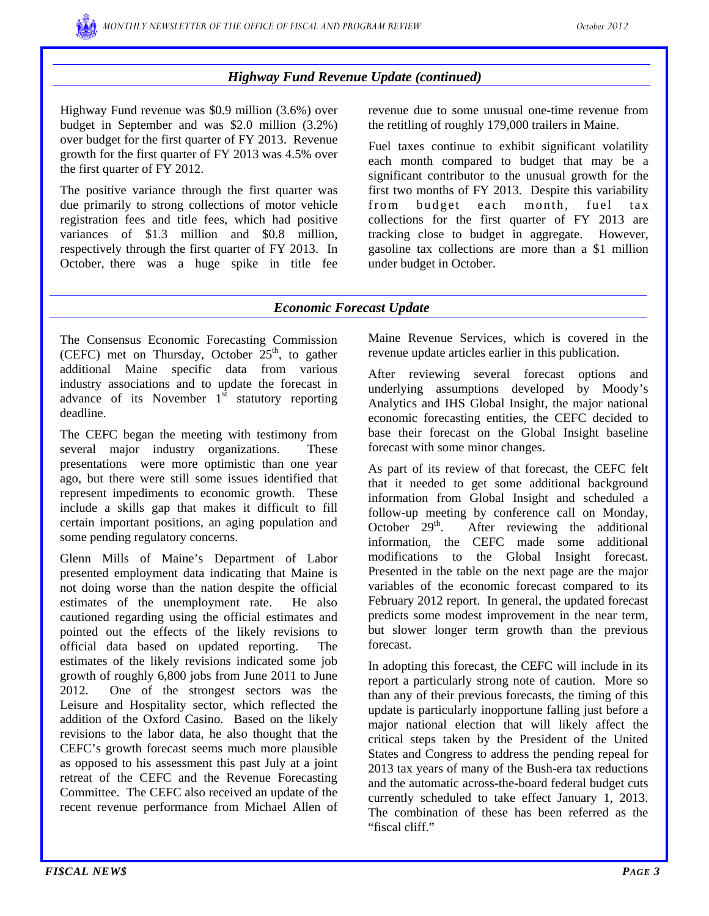## *Highway Fund Revenue Update (continued)*

Highway Fund revenue was $0.9 million (3.6%) over budget in September and was $2.0 million (3.2%) over budget for the first quarter of FY 2013. Revenue growth for the first quarter of FY 2013 was 4.5% over the first quarter of FY 2012.

The positive variance through the first quarter was due primarily to strong collections of motor vehicle registration fees and title fees, which had positive variances of $1.3 million and $0.8 million, respectively through the first quarter of FY 2013. In October, there was a huge spike in title fee revenue due to some unusual one-time revenue from the retitling of roughly 179,000 trailers in Maine.

Fuel taxes continue to exhibit significant volatility each month compared to budget that may be a significant contributor to the unusual growth for the first two months of FY 2013. Despite this variability from budget each month, fuel tax collections for the first quarter of FY 2013 are tracking close to budget in aggregate. However, gasoline tax collections are more than a $1 million under budget in October.

## *Economic Forecast Update*

The Consensus Economic Forecasting Commission (CEFC) met on Thursday, October 25th, to gather additional Maine specific data from various industry associations and to update the forecast in advance of its November 1st statutory reporting deadline.

The CEFC began the meeting with testimony from several major industry organizations. These presentations were more optimistic than one year ago, but there were still some issues identified that represent impediments to economic growth. These include a skills gap that makes it difficult to fill certain important positions, an aging population and some pending regulatory concerns.

Glenn Mills of Maine's Department of Labor presented employment data indicating that Maine is not doing worse than the nation despite the official estimates of the unemployment rate. He also cautioned regarding using the official estimates and pointed out the effects of the likely revisions to official data based on updated reporting. The estimates of the likely revisions indicated some job growth of roughly 6,800 jobs from June 2011 to June 2012. One of the strongest sectors was the Leisure and Hospitality sector, which reflected the addition of the Oxford Casino. Based on the likely revisions to the labor data, he also thought that the CEFC's growth forecast seems much more plausible as opposed to his assessment this past July at a joint retreat of the CEFC and the Revenue Forecasting Committee. The CEFC also received an update of the recent revenue performance from Michael Allen of Maine Revenue Services, which is covered in the revenue update articles earlier in this publication.

After reviewing several forecast options and underlying assumptions developed by Moody's Analytics and IHS Global Insight, the major national economic forecasting entities, the CEFC decided to base their forecast on the Global Insight baseline forecast with some minor changes.

As part of its review of that forecast, the CEFC felt that it needed to get some additional background information from Global Insight and scheduled a follow-up meeting by conference call on Monday, October 29th. After reviewing the additional information, the CEFC made some additional modifications to the Global Insight forecast. Presented in the table on the next page are the major variables of the economic forecast compared to its February 2012 report. In general, the updated forecast predicts some modest improvement in the near term, but slower longer term growth than the previous forecast.

In adopting this forecast, the CEFC will include in its report a particularly strong note of caution. More so than any of their previous forecasts, the timing of this update is particularly inopportune falling just before a major national election that will likely affect the critical steps taken by the President of the United States and Congress to address the pending repeal for 2013 tax years of many of the Bush-era tax reductions and the automatic across-the-board federal budget cuts currently scheduled to take effect January 1, 2013. The combination of these has been referred as the "fiscal cliff."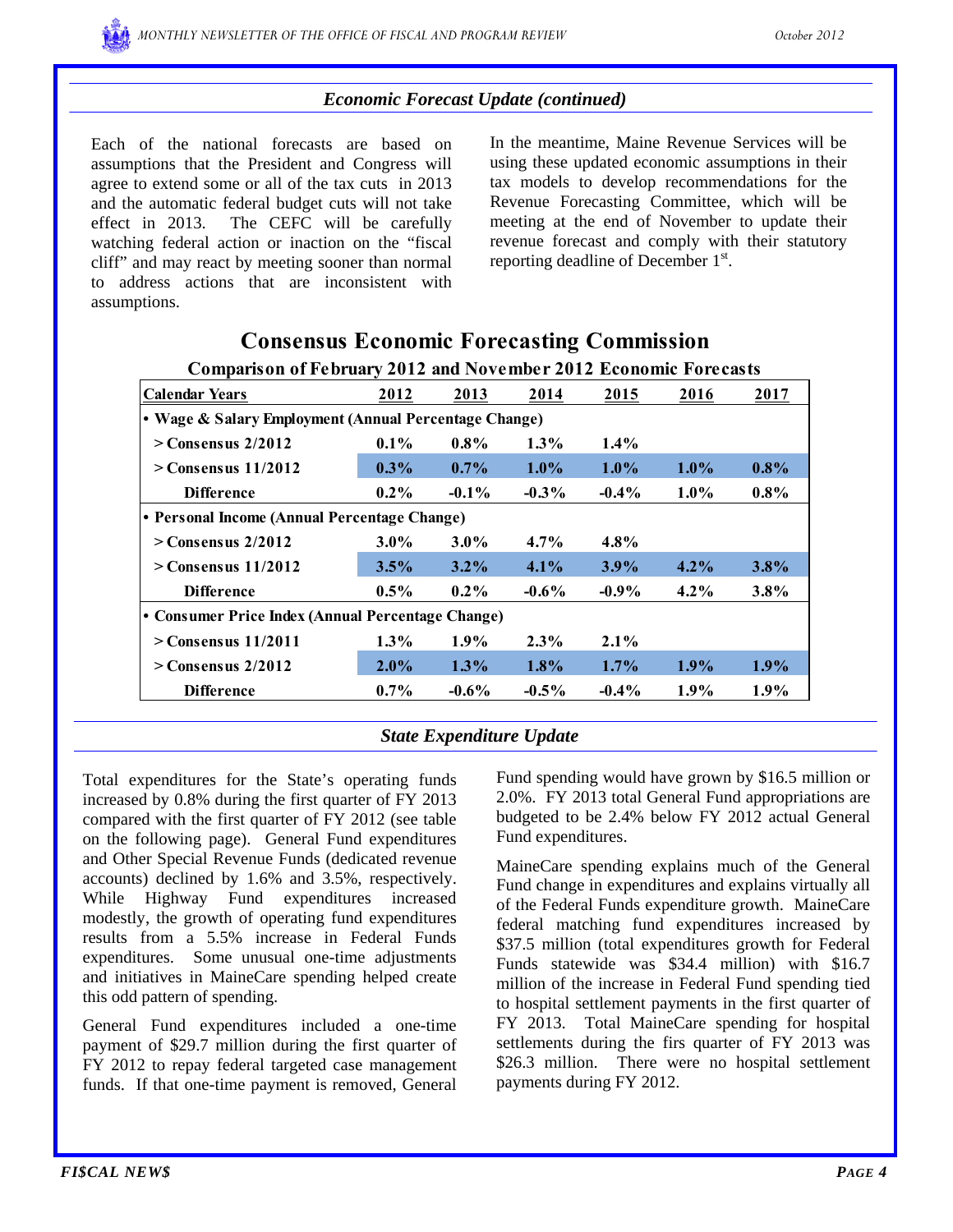### *Economic Forecast Update (continued)*

Each of the national forecasts are based on assumptions that the President and Congress will agree to extend some or all of the tax cuts in 2013 and the automatic federal budget cuts will not take effect in 2013. The CEFC will be carefully watching federal action or inaction on the "fiscal cliff" and may react by meeting sooner than normal to address actions that are inconsistent with assumptions.

In the meantime, Maine Revenue Services will be using these updated economic assumptions in their tax models to develop recommendations for the Revenue Forecasting Committee, which will be meeting at the end of November to update their revenue forecast and comply with their statutory reporting deadline of December 1st.

## Consensus Economic Forecasting Commission

**Comparison of February 2012 and November 2012 Economic Forecasts**

| Calendar Years | 2012 | 2013 | 2014 | 2015 | 2016 | 2017 |
|---|---|---|---|---|---|---|
| • Wage & Salary Employment (Annual Percentage Change) | | | | | | |
| > Consensus 2/2012 | 0.1% | 0.8% | 1.3% | 1.4% | | |
| > Consensus 11/2012 | 0.3% | 0.7% | 1.0% | 1.0% | 1.0% | 0.8% |
| Difference | 0.2% | -0.1% | -0.3% | -0.4% | 1.0% | 0.8% |
| • Personal Income (Annual Percentage Change) | | | | | | |
| > Consensus 2/2012 | 3.0% | 3.0% | 4.7% | 4.8% | | |
| > Consensus 11/2012 | 3.5% | 3.2% | 4.1% | 3.9% | 4.2% | 3.8% |
| Difference | 0.5% | 0.2% | -0.6% | -0.9% | 4.2% | 3.8% |
| • Consumer Price Index (Annual Percentage Change) | | | | | | |
| > Consensus 11/2011 | 1.3% | 1.9% | 2.3% | 2.1% | | |
| > Consensus 2/2012 | 2.0% | 1.3% | 1.8% | 1.7% | 1.9% | 1.9% |
| Difference | 0.7% | -0.6% | -0.5% | -0.4% | 1.9% | 1.9% |

### *State Expenditure Update*

Total expenditures for the State's operating funds increased by 0.8% during the first quarter of FY 2013 compared with the first quarter of FY 2012 (see table on the following page). General Fund expenditures and Other Special Revenue Funds (dedicated revenue accounts) declined by 1.6% and 3.5%, respectively. While Highway Fund expenditures increased modestly, the growth of operating fund expenditures results from a 5.5% increase in Federal Funds expenditures. Some unusual one-time adjustments and initiatives in MaineCare spending helped create this odd pattern of spending.

General Fund expenditures included a one-time payment of $29.7 million during the first quarter of FY 2012 to repay federal targeted case management funds. If that one-time payment is removed, General Fund spending would have grown by $16.5 million or 2.0%. FY 2013 total General Fund appropriations are budgeted to be 2.4% below FY 2012 actual General Fund expenditures.

MaineCare spending explains much of the General Fund change in expenditures and explains virtually all of the Federal Funds expenditure growth. MaineCare federal matching fund expenditures increased by $37.5 million (total expenditures growth for Federal Funds statewide was $34.4 million) with $16.7 million of the increase in Federal Fund spending tied to hospital settlement payments in the first quarter of FY 2013. Total MaineCare spending for hospital settlements during the firs quarter of FY 2013 was $26.3 million. There were no hospital settlement payments during FY 2012.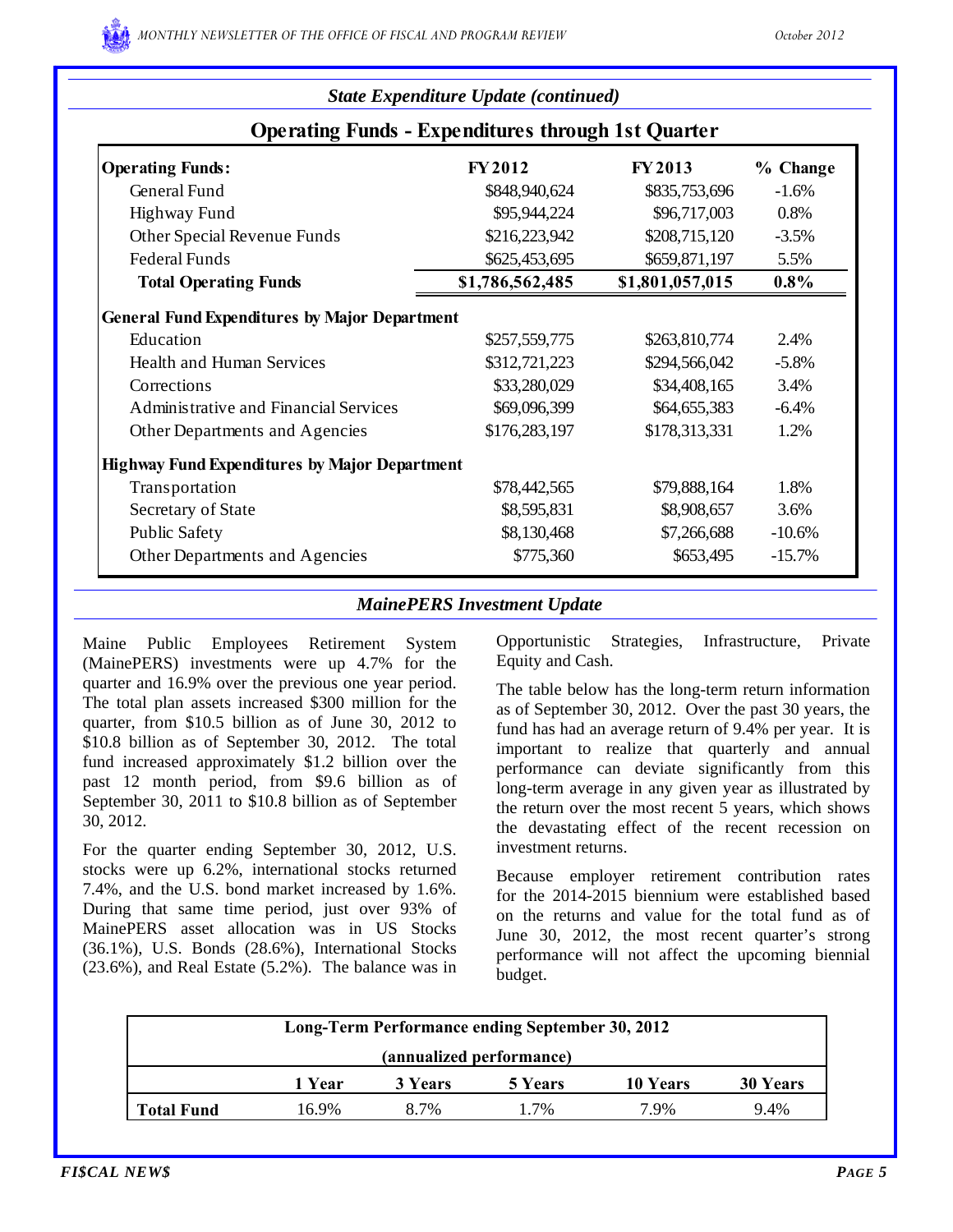## *State Expenditure Update (continued)*

### Operating Funds - Expenditures through 1st Quarter

| Operating Funds: | FY 2012 | FY 2013 | % Change |
|---|---|---|---|
| General Fund | $848,940,624 | $835,753,696 | -1.6% |
| Highway Fund | $95,944,224 | $96,717,003 | 0.8% |
| Other Special Revenue Funds | $216,223,942 | $208,715,120 | -3.5% |
| Federal Funds | $625,453,695 | $659,871,197 | 5.5% |
| **Total Operating Funds** | **$1,786,562,485** | **$1,801,057,015** | **0.8%** |
| **General Fund Expenditures by Major Department** | | | |
| Education | $257,559,775 | $263,810,774 | 2.4% |
| Health and Human Services | $312,721,223 | $294,566,042 | -5.8% |
| Corrections | $33,280,029 | $34,408,165 | 3.4% |
| Administrative and Financial Services | $69,096,399 | $64,655,383 | -6.4% |
| Other Departments and Agencies | $176,283,197 | $178,313,331 | 1.2% |
| **Highway Fund Expenditures by Major Department** | | | |
| Transportation | $78,442,565 | $79,888,164 | 1.8% |
| Secretary of State | $8,595,831 | $8,908,657 | 3.6% |
| Public Safety | $8,130,468 | $7,266,688 | -10.6% |
| Other Departments and Agencies | $775,360 | $653,495 | -15.7% |

## *MainePERS Investment Update*

Maine Public Employees Retirement System (MainePERS) investments were up 4.7% for the quarter and 16.9% over the previous one year period. The total plan assets increased $300 million for the quarter, from $10.5 billion as of June 30, 2012 to $10.8 billion as of September 30, 2012. The total fund increased approximately $1.2 billion over the past 12 month period, from $9.6 billion as of September 30, 2011 to $10.8 billion as of September 30, 2012.

For the quarter ending September 30, 2012, U.S. stocks were up 6.2%, international stocks returned 7.4%, and the U.S. bond market increased by 1.6%. During that same time period, just over 93% of MainePERS asset allocation was in US Stocks (36.1%), U.S. Bonds (28.6%), International Stocks (23.6%), and Real Estate (5.2%). The balance was in Opportunistic Strategies, Infrastructure, Private Equity and Cash.

The table below has the long-term return information as of September 30, 2012. Over the past 30 years, the fund has had an average return of 9.4% per year. It is important to realize that quarterly and annual performance can deviate significantly from this long-term average in any given year as illustrated by the return over the most recent 5 years, which shows the devastating effect of the recent recession on investment returns.

Because employer retirement contribution rates for the 2014-2015 biennium were established based on the returns and value for the total fund as of June 30, 2012, the most recent quarter's strong performance will not affect the upcoming biennial budget.

**Long-Term Performance ending September 30, 2012 (annualized performance)**

| | 1 Year | 3 Years | 5 Years | 10 Years | 30 Years |
|---|---|---|---|---|---|
| **Total Fund** | 16.9% | 8.7% | 1.7% | 7.9% | 9.4% |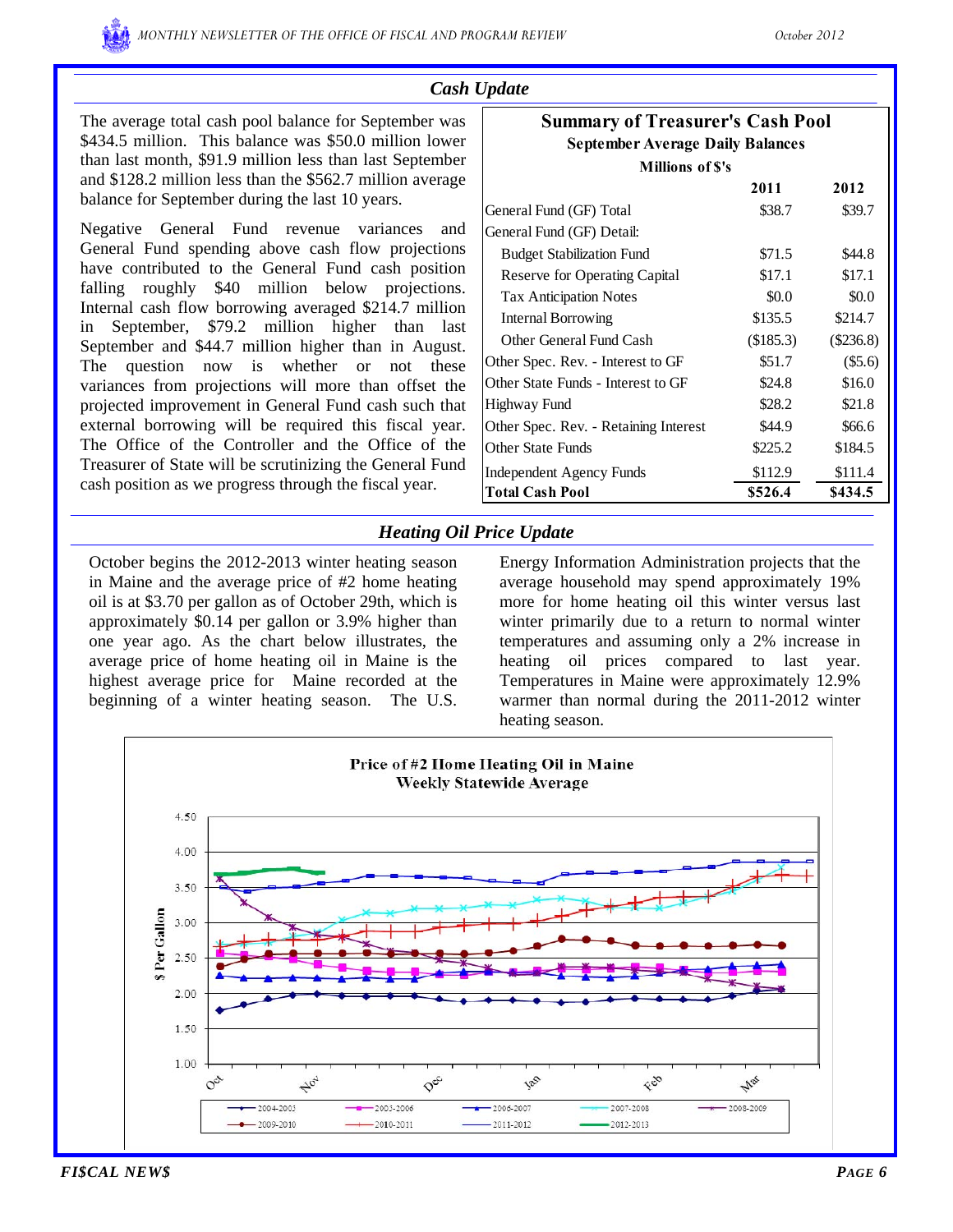## Cash Update

The average total cash pool balance for September was $434.5 million. This balance was $50.0 million lower than last month, $91.9 million less than last September and $128.2 million less than the $562.7 million average balance for September during the last 10 years.

Negative General Fund revenue variances and General Fund spending above cash flow projections have contributed to the General Fund cash position falling roughly $40 million below projections. Internal cash flow borrowing averaged $214.7 million in September, $79.2 million higher than last September and $44.7 million higher than in August. The question now is whether or not these variances from projections will more than offset the projected improvement in General Fund cash such that external borrowing will be required this fiscal year. The Office of the Controller and the Office of the Treasurer of State will be scrutinizing the General Fund cash position as we progress through the fiscal year.

**Summary of Treasurer's Cash Pool**
**September Average Daily Balances**
**Millions of $'s**

| | 2011 | 2012 |
|---|---|---|
| General Fund (GF) Total | $38.7 | $39.7 |
| General Fund (GF) Detail: | | |
| Budget Stabilization Fund | $71.5 | $44.8 |
| Reserve for Operating Capital | $17.1 | $17.1 |
| Tax Anticipation Notes | $0.0 | $0.0 |
| Internal Borrowing | $135.5 | $214.7 |
| Other General Fund Cash | ($185.3) | ($236.8) |
| Other Spec. Rev. - Interest to GF | $51.7 | ($5.6) |
| Other State Funds - Interest to GF | $24.8 | $16.0 |
| Highway Fund | $28.2 | $21.8 |
| Other Spec. Rev. - Retaining Interest | $44.9 | $66.6 |
| Other State Funds | $225.2 | $184.5 |
| Independent Agency Funds | $112.9 | $111.4 |
| **Total Cash Pool** | **$526.4** | **$434.5** |

## Heating Oil Price Update

October begins the 2012-2013 winter heating season in Maine and the average price of #2 home heating oil is at $3.70 per gallon as of October 29th, which is approximately $0.14 per gallon or 3.9% higher than one year ago. As the chart below illustrates, the average price of home heating oil in Maine is the highest average price for Maine recorded at the beginning of a winter heating season. The U.S. Energy Information Administration projects that the average household may spend approximately 19% more for home heating oil this winter versus last winter primarily due to a return to normal winter temperatures and assuming only a 2% increase in heating oil prices compared to last year. Temperatures in Maine were approximately 12.9% warmer than normal during the 2011-2012 winter heating season.

**Price of #2 Home Heating Oil in Maine**
**Weekly Statewide Average**

(Chart: $ Per Gallon, Oct through Mar; series 2004-2005, 2005-2006, 2006-2007, 2007-2008, 2008-2009, 2009-2010, 2010-2011, 2011-2012, 2012-2013)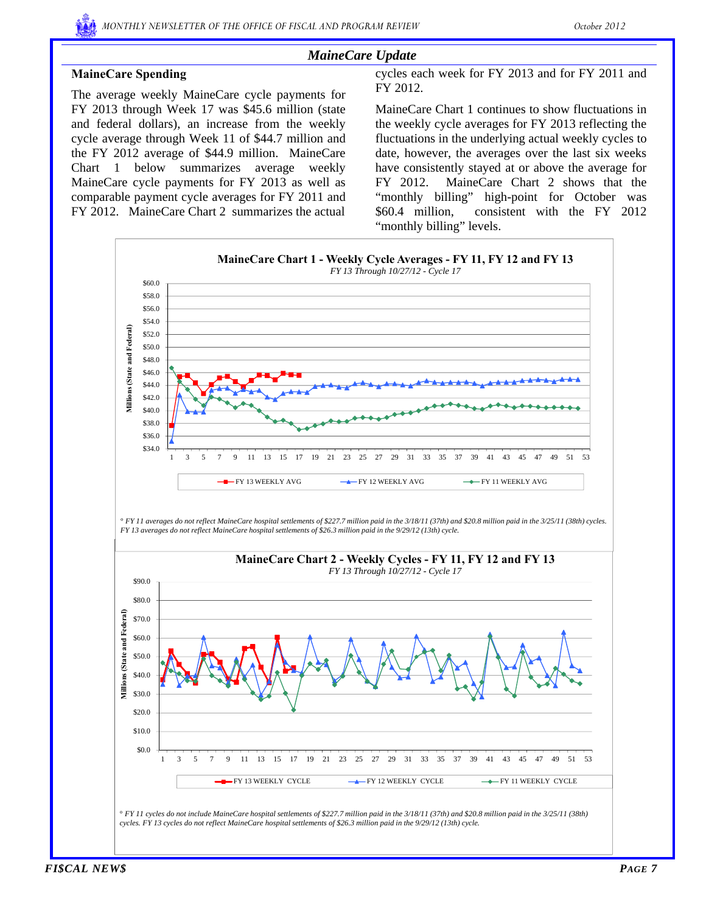## MaineCare Update

### MaineCare Spending

The average weekly MaineCare cycle payments for FY 2013 through Week 17 was $45.6 million (state and federal dollars), an increase from the weekly cycle average through Week 11 of $44.7 million and the FY 2012 average of $44.9 million. MaineCare Chart 1 below summarizes average weekly MaineCare cycle payments for FY 2013 as well as comparable payment cycle averages for FY 2011 and FY 2012. MaineCare Chart 2 summarizes the actual cycles each week for FY 2013 and for FY 2011 and FY 2012.

MaineCare Chart 1 continues to show fluctuations in the weekly cycle averages for FY 2013 reflecting the fluctuations in the underlying actual weekly cycles to date, however, the averages over the last six weeks have consistently stayed at or above the average for FY 2012. MaineCare Chart 2 shows that the "monthly billing" high-point for October was $60.4 million, consistent with the FY 2012 "monthly billing" levels.

**MaineCare Chart 1 - Weekly Cycle Averages - FY 11, FY 12 and FY 13**

*FY 13 Through 10/27/12 - Cycle 17*

*° FY 11 averages do not reflect MaineCare hospital settlements of $227.7 million paid in the 3/18/11 (37th) and $20.8 million paid in the 3/25/11 (38th) cycles. FY 13 averages do not reflect MaineCare hospital settlements of $26.3 million paid in the 9/29/12 (13th) cycle.*

**MaineCare Chart 2 - Weekly Cycles - FY 11, FY 12 and FY 13**

*FY 13 Through 10/27/12 - Cycle 17*

*° FY 11 cycles do not include MaineCare hospital settlements of $227.7 million paid in the 3/18/11 (37th) and $20.8 million paid in the 3/25/11 (38th) cycles. FY 13 cycles do not reflect MaineCare hospital settlements of $26.3 million paid in the 9/29/12 (13th) cycle.*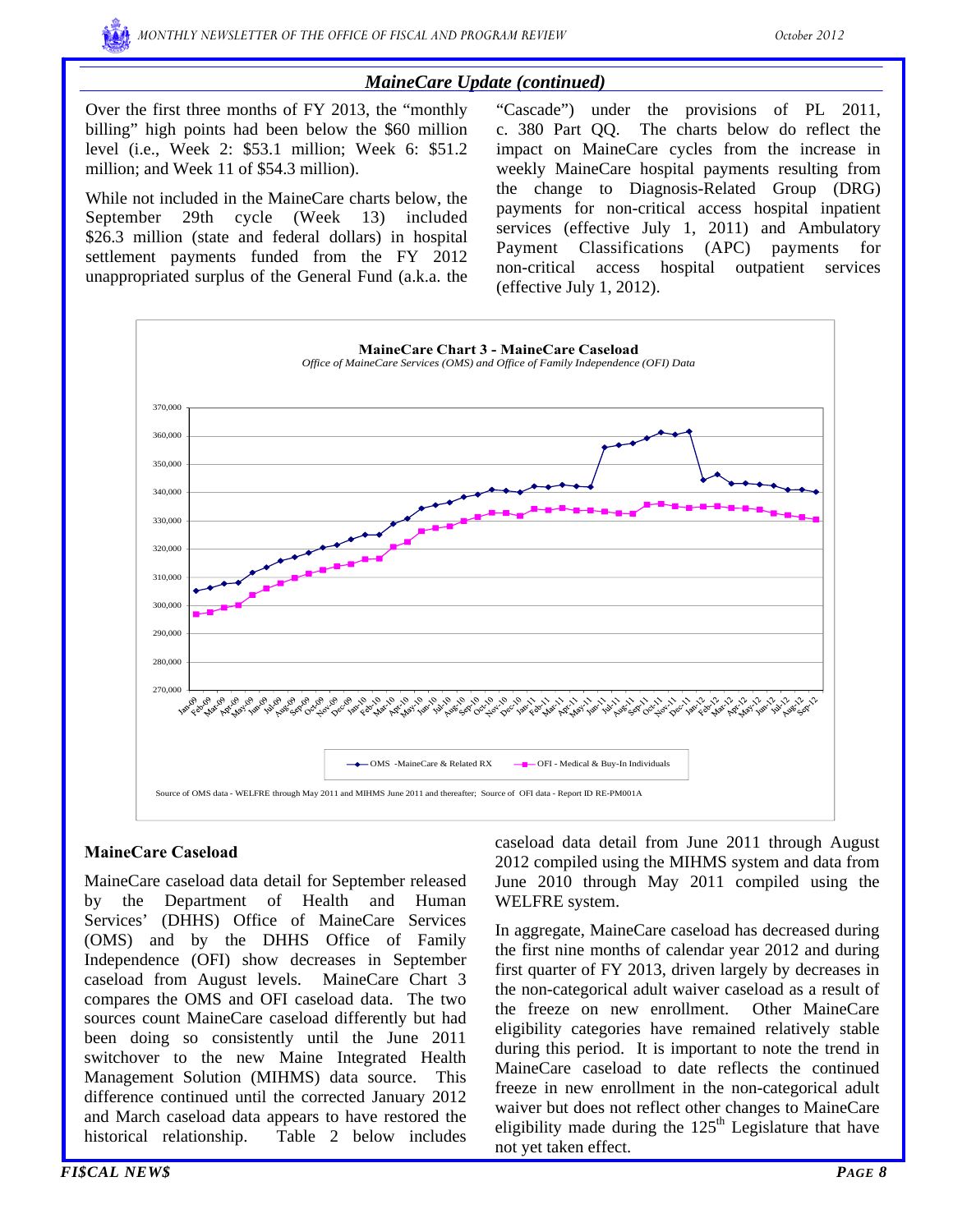## *MaineCare Update (continued)*

Over the first three months of FY 2013, the "monthly billing" high points had been below the $60 million level (i.e., Week 2: $53.1 million; Week 6: $51.2 million; and Week 11 of $54.3 million).

While not included in the MaineCare charts below, the September 29th cycle (Week 13) included $26.3 million (state and federal dollars) in hospital settlement payments funded from the FY 2012 unappropriated surplus of the General Fund (a.k.a. the "Cascade") under the provisions of PL 2011, c. 380 Part QQ. The charts below do reflect the impact on MaineCare cycles from the increase in weekly MaineCare hospital payments resulting from the change to Diagnosis-Related Group (DRG) payments for non-critical access hospital inpatient services (effective July 1, 2011) and Ambulatory Payment Classifications (APC) payments for non-critical access hospital outpatient services (effective July 1, 2012).

**MaineCare Chart 3 - MaineCare Caseload**

*Office of MaineCare Services (OMS) and Office of Family Independence (OFI) Data*

Legend: OMS - MaineCare & Related RX; OFI - Medical & Buy-In Individuals

Source of OMS data - WELFRE through May 2011 and MIHMS June 2011 and thereafter; Source of OFI data - Report ID RE-PM001A

### MaineCare Caseload

MaineCare caseload data detail for September released by the Department of Health and Human Services' (DHHS) Office of MaineCare Services (OMS) and by the DHHS Office of Family Independence (OFI) show decreases in September caseload from August levels. MaineCare Chart 3 compares the OMS and OFI caseload data. The two sources count MaineCare caseload differently but had been doing so consistently until the June 2011 switchover to the new Maine Integrated Health Management Solution (MIHMS) data source. This difference continued until the corrected January 2012 and March caseload data appears to have restored the historical relationship. Table 2 below includes caseload data detail from June 2011 through August 2012 compiled using the MIHMS system and data from June 2010 through May 2011 compiled using the WELFRE system.

In aggregate, MaineCare caseload has decreased during the first nine months of calendar year 2012 and during first quarter of FY 2013, driven largely by decreases in the non-categorical adult waiver caseload as a result of the freeze on new enrollment. Other MaineCare eligibility categories have remained relatively stable during this period. It is important to note the trend in MaineCare caseload to date reflects the continued freeze in new enrollment in the non-categorical adult waiver but does not reflect other changes to MaineCare eligibility made during the 125th Legislature that have not yet taken effect.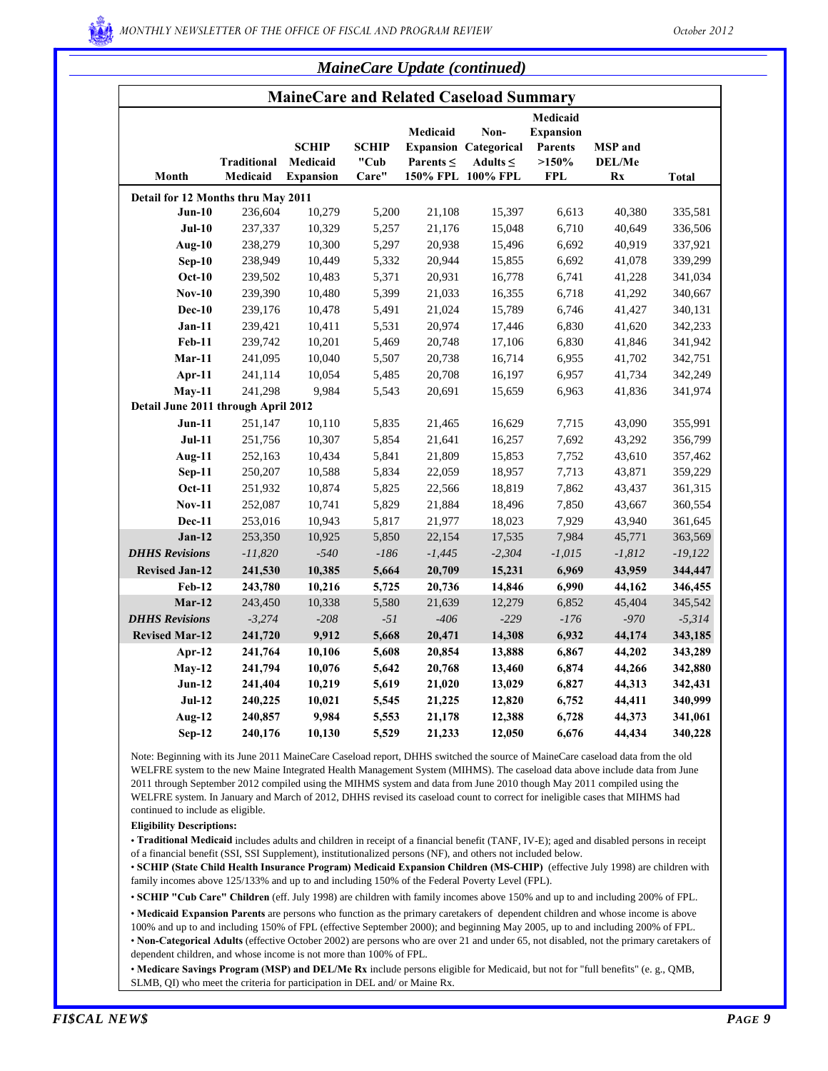## *MaineCare Update (continued)*

### MaineCare and Related Caseload Summary

| Month | Traditional Medicaid | SCHIP Medicaid Expansion | SCHIP "Cub Care" | Medicaid Expansion Parents ≤ 150% FPL | Non-Categorical Adults ≤ 100% FPL | Medicaid Expansion Parents >150% FPL | MSP and DEL/Me Rx | Total |
|---|---|---|---|---|---|---|---|---|
| **Detail for 12 Months thru May 2011** | | | | | | | | |
| **Jun-10** | 236,604 | 10,279 | 5,200 | 21,108 | 15,397 | 6,613 | 40,380 | 335,581 |
| **Jul-10** | 237,337 | 10,329 | 5,257 | 21,176 | 15,048 | 6,710 | 40,649 | 336,506 |
| **Aug-10** | 238,279 | 10,300 | 5,297 | 20,938 | 15,496 | 6,692 | 40,919 | 337,921 |
| **Sep-10** | 238,949 | 10,449 | 5,332 | 20,944 | 15,855 | 6,692 | 41,078 | 339,299 |
| **Oct-10** | 239,502 | 10,483 | 5,371 | 20,931 | 16,778 | 6,741 | 41,228 | 341,034 |
| **Nov-10** | 239,390 | 10,480 | 5,399 | 21,033 | 16,355 | 6,718 | 41,292 | 340,667 |
| **Dec-10** | 239,176 | 10,478 | 5,491 | 21,024 | 15,789 | 6,746 | 41,427 | 340,131 |
| **Jan-11** | 239,421 | 10,411 | 5,531 | 20,974 | 17,446 | 6,830 | 41,620 | 342,233 |
| **Feb-11** | 239,742 | 10,201 | 5,469 | 20,748 | 17,106 | 6,830 | 41,846 | 341,942 |
| **Mar-11** | 241,095 | 10,040 | 5,507 | 20,738 | 16,714 | 6,955 | 41,702 | 342,751 |
| **Apr-11** | 241,114 | 10,054 | 5,485 | 20,708 | 16,197 | 6,957 | 41,734 | 342,249 |
| **May-11** | 241,298 | 9,984 | 5,543 | 20,691 | 15,659 | 6,963 | 41,836 | 341,974 |
| **Detail June 2011 through April 2012** | | | | | | | | |
| **Jun-11** | 251,147 | 10,110 | 5,835 | 21,465 | 16,629 | 7,715 | 43,090 | 355,991 |
| **Jul-11** | 251,756 | 10,307 | 5,854 | 21,641 | 16,257 | 7,692 | 43,292 | 356,799 |
| **Aug-11** | 252,163 | 10,434 | 5,841 | 21,809 | 15,853 | 7,752 | 43,610 | 357,462 |
| **Sep-11** | 250,207 | 10,588 | 5,834 | 22,059 | 18,957 | 7,713 | 43,871 | 359,229 |
| **Oct-11** | 251,932 | 10,874 | 5,825 | 22,566 | 18,819 | 7,862 | 43,437 | 361,315 |
| **Nov-11** | 252,087 | 10,741 | 5,829 | 21,884 | 18,496 | 7,850 | 43,667 | 360,554 |
| **Dec-11** | 253,016 | 10,943 | 5,817 | 21,977 | 18,023 | 7,929 | 43,940 | 361,645 |
| **Jan-12** | 253,350 | 10,925 | 5,850 | 22,154 | 17,535 | 7,984 | 45,771 | 363,569 |
| ***DHHS Revisions*** | *-11,820* | *-540* | *-186* | *-1,445* | *-2,304* | *-1,015* | *-1,812* | *-19,122* |
| **Revised Jan-12** | **241,530** | **10,385** | **5,664** | **20,709** | **15,231** | **6,969** | **43,959** | **344,447** |
| **Feb-12** | **243,780** | **10,216** | **5,725** | **20,736** | **14,846** | **6,990** | **44,162** | **346,455** |
| **Mar-12** | 243,450 | 10,338 | 5,580 | 21,639 | 12,279 | 6,852 | 45,404 | 345,542 |
| ***DHHS Revisions*** | *-3,274* | *-208* | *-51* | *-406* | *-229* | *-176* | *-970* | *-5,314* |
| **Revised Mar-12** | **241,720** | **9,912** | **5,668** | **20,471** | **14,308** | **6,932** | **44,174** | **343,185** |
| **Apr-12** | **241,764** | **10,106** | **5,608** | **20,854** | **13,888** | **6,867** | **44,202** | **343,289** |
| **May-12** | **241,794** | **10,076** | **5,642** | **20,768** | **13,460** | **6,874** | **44,266** | **342,880** |
| **Jun-12** | **241,404** | **10,219** | **5,619** | **21,020** | **13,029** | **6,827** | **44,313** | **342,431** |
| **Jul-12** | **240,225** | **10,021** | **5,545** | **21,225** | **12,820** | **6,752** | **44,411** | **340,999** |
| **Aug-12** | **240,857** | **9,984** | **5,553** | **21,178** | **12,388** | **6,728** | **44,373** | **341,061** |
| **Sep-12** | **240,176** | **10,130** | **5,529** | **21,233** | **12,050** | **6,676** | **44,434** | **340,228** |

Note: Beginning with its June 2011 MaineCare Caseload report, DHHS switched the source of MaineCare caseload data from the old WELFRE system to the new Maine Integrated Health Management System (MIHMS). The caseload data above include data from June 2011 through September 2012 compiled using the MIHMS system and data from June 2010 though May 2011 compiled using the WELFRE system. In January and March of 2012, DHHS revised its caseload count to correct for ineligible cases that MIHMS had continued to include as eligible.

**Eligibility Descriptions:**

- **Traditional Medicaid** includes adults and children in receipt of a financial benefit (TANF, IV-E); aged and disabled persons in receipt of a financial benefit (SSI, SSI Supplement), institutionalized persons (NF), and others not included below.
- **SCHIP (State Child Health Insurance Program) Medicaid Expansion Children (MS-CHIP)** (effective July 1998) are children with family incomes above 125/133% and up to and including 150% of the Federal Poverty Level (FPL).
- **SCHIP "Cub Care" Children** (eff. July 1998) are children with family incomes above 150% and up to and including 200% of FPL.
- **Medicaid Expansion Parents** are persons who function as the primary caretakers of dependent children and whose income is above 100% and up to and including 150% of FPL (effective September 2000); and beginning May 2005, up to and including 200% of FPL.
- **Non-Categorical Adults** (effective October 2002) are persons who are over 21 and under 65, not disabled, not the primary caretakers of dependent children, and whose income is not more than 100% of FPL.
- **Medicare Savings Program (MSP) and DEL/Me Rx** include persons eligible for Medicaid, but not for "full benefits" (e. g., QMB, SLMB, QI) who meet the criteria for participation in DEL and/ or Maine Rx.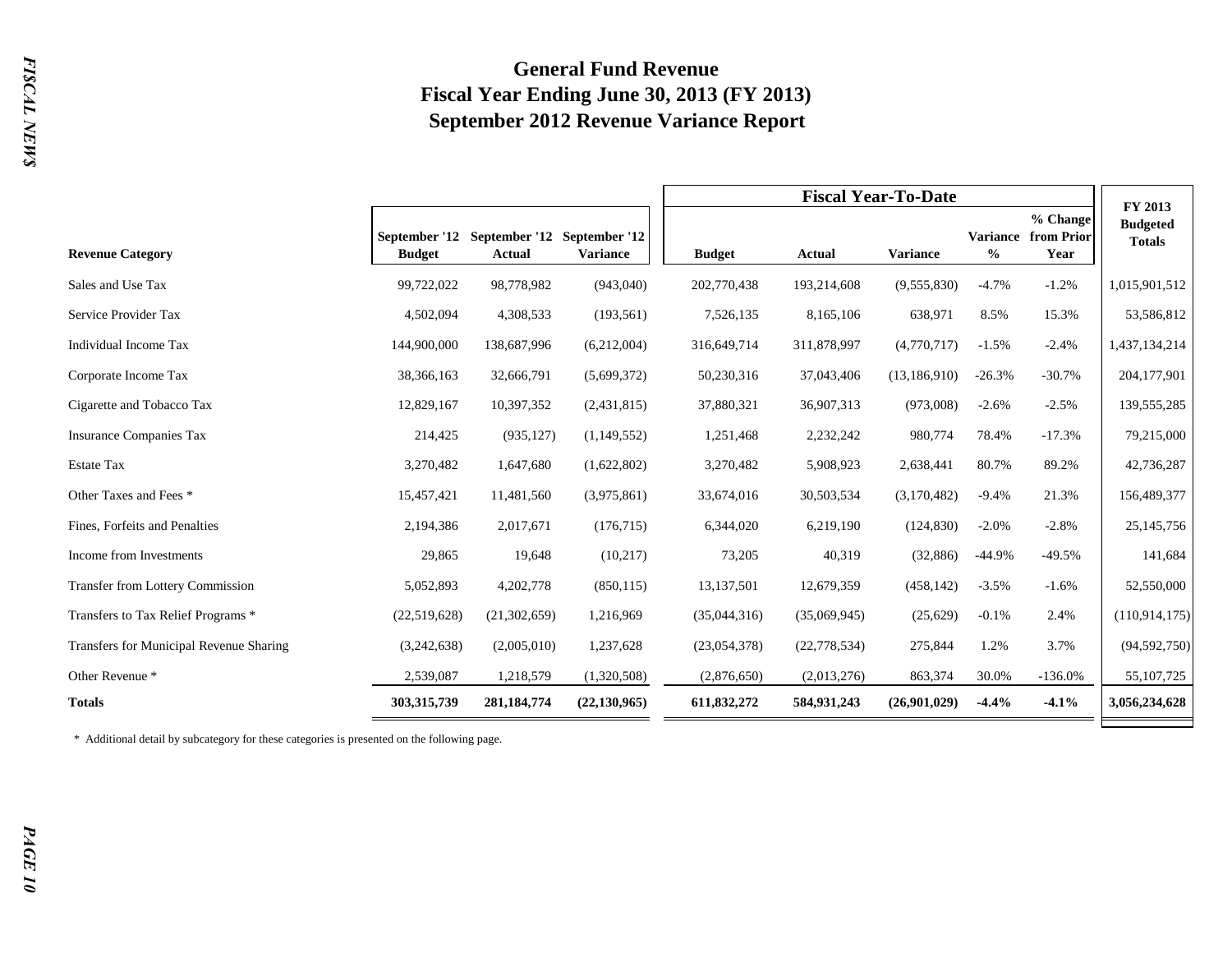# General Fund Revenue
## Fiscal Year Ending June 30, 2013 (FY 2013)
## September 2012 Revenue Variance Report

| | | | | Fiscal Year-To-Date | | | | | |
|---|---|---|---|---|---|---|---|---|---|
| **Revenue Category** | **September '12 Budget** | **September '12 Actual** | **September '12 Variance** | **Budget** | **Actual** | **Variance** | **Variance %** | **% Change from Prior Year** | **FY 2013 Budgeted Totals** |
| Sales and Use Tax | 99,722,022 | 98,778,982 | (943,040) | 202,770,438 | 193,214,608 | (9,555,830) | -4.7% | -1.2% | 1,015,901,512 |
| Service Provider Tax | 4,502,094 | 4,308,533 | (193,561) | 7,526,135 | 8,165,106 | 638,971 | 8.5% | 15.3% | 53,586,812 |
| Individual Income Tax | 144,900,000 | 138,687,996 | (6,212,004) | 316,649,714 | 311,878,997 | (4,770,717) | -1.5% | -2.4% | 1,437,134,214 |
| Corporate Income Tax | 38,366,163 | 32,666,791 | (5,699,372) | 50,230,316 | 37,043,406 | (13,186,910) | -26.3% | -30.7% | 204,177,901 |
| Cigarette and Tobacco Tax | 12,829,167 | 10,397,352 | (2,431,815) | 37,880,321 | 36,907,313 | (973,008) | -2.6% | -2.5% | 139,555,285 |
| Insurance Companies Tax | 214,425 | (935,127) | (1,149,552) | 1,251,468 | 2,232,242 | 980,774 | 78.4% | -17.3% | 79,215,000 |
| Estate Tax | 3,270,482 | 1,647,680 | (1,622,802) | 3,270,482 | 5,908,923 | 2,638,441 | 80.7% | 89.2% | 42,736,287 |
| Other Taxes and Fees * | 15,457,421 | 11,481,560 | (3,975,861) | 33,674,016 | 30,503,534 | (3,170,482) | -9.4% | 21.3% | 156,489,377 |
| Fines, Forfeits and Penalties | 2,194,386 | 2,017,671 | (176,715) | 6,344,020 | 6,219,190 | (124,830) | -2.0% | -2.8% | 25,145,756 |
| Income from Investments | 29,865 | 19,648 | (10,217) | 73,205 | 40,319 | (32,886) | -44.9% | -49.5% | 141,684 |
| Transfer from Lottery Commission | 5,052,893 | 4,202,778 | (850,115) | 13,137,501 | 12,679,359 | (458,142) | -3.5% | -1.6% | 52,550,000 |
| Transfers to Tax Relief Programs * | (22,519,628) | (21,302,659) | 1,216,969 | (35,044,316) | (35,069,945) | (25,629) | -0.1% | 2.4% | (110,914,175) |
| Transfers for Municipal Revenue Sharing | (3,242,638) | (2,005,010) | 1,237,628 | (23,054,378) | (22,778,534) | 275,844 | 1.2% | 3.7% | (94,592,750) |
| Other Revenue * | 2,539,087 | 1,218,579 | (1,320,508) | (2,876,650) | (2,013,276) | 863,374 | 30.0% | -136.0% | 55,107,725 |
| **Totals** | **303,315,739** | **281,184,774** | **(22,130,965)** | **611,832,272** | **584,931,243** | **(26,901,029)** | **-4.4%** | **-4.1%** | **3,056,234,628** |

\* Additional detail by subcategory for these categories is presented on the following page.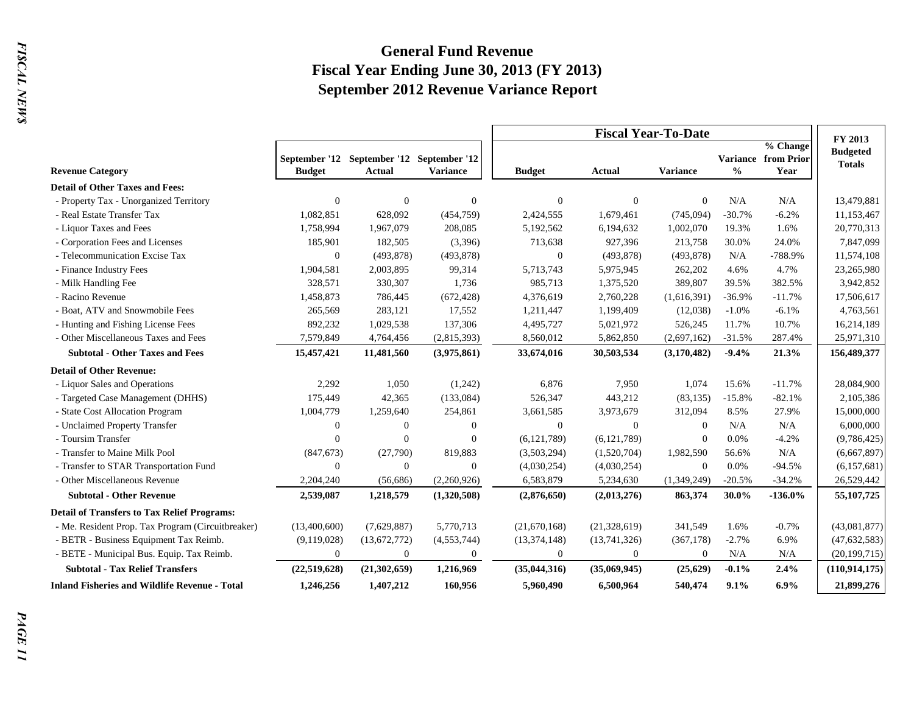# General Fund Revenue
## Fiscal Year Ending June 30, 2013 (FY 2013)
## September 2012 Revenue Variance Report

| Revenue Category | September '12 Budget | September '12 Actual | September '12 Variance | Fiscal Year-To-Date Budget | Fiscal Year-To-Date Actual | Fiscal Year-To-Date Variance | Variance % | % Change from Prior Year | FY 2013 Budgeted Totals |
|---|---|---|---|---|---|---|---|---|---|
| **Detail of Other Taxes and Fees:** | | | | | | | | | |
| - Property Tax - Unorganized Territory | 0 | 0 | 0 | 0 | 0 | 0 | N/A | N/A | 13,479,881 |
| - Real Estate Transfer Tax | 1,082,851 | 628,092 | (454,759) | 2,424,555 | 1,679,461 | (745,094) | -30.7% | -6.2% | 11,153,467 |
| - Liquor Taxes and Fees | 1,758,994 | 1,967,079 | 208,085 | 5,192,562 | 6,194,632 | 1,002,070 | 19.3% | 1.6% | 20,770,313 |
| - Corporation Fees and Licenses | 185,901 | 182,505 | (3,396) | 713,638 | 927,396 | 213,758 | 30.0% | 24.0% | 7,847,099 |
| - Telecommunication Excise Tax | 0 | (493,878) | (493,878) | 0 | (493,878) | (493,878) | N/A | -788.9% | 11,574,108 |
| - Finance Industry Fees | 1,904,581 | 2,003,895 | 99,314 | 5,713,743 | 5,975,945 | 262,202 | 4.6% | 4.7% | 23,265,980 |
| - Milk Handling Fee | 328,571 | 330,307 | 1,736 | 985,713 | 1,375,520 | 389,807 | 39.5% | 382.5% | 3,942,852 |
| - Racino Revenue | 1,458,873 | 786,445 | (672,428) | 4,376,619 | 2,760,228 | (1,616,391) | -36.9% | -11.7% | 17,506,617 |
| - Boat, ATV and Snowmobile Fees | 265,569 | 283,121 | 17,552 | 1,211,447 | 1,199,409 | (12,038) | -1.0% | -6.1% | 4,763,561 |
| - Hunting and Fishing License Fees | 892,232 | 1,029,538 | 137,306 | 4,495,727 | 5,021,972 | 526,245 | 11.7% | 10.7% | 16,214,189 |
| - Other Miscellaneous Taxes and Fees | 7,579,849 | 4,764,456 | (2,815,393) | 8,560,012 | 5,862,850 | (2,697,162) | -31.5% | 287.4% | 25,971,310 |
| **Subtotal - Other Taxes and Fees** | **15,457,421** | **11,481,560** | **(3,975,861)** | **33,674,016** | **30,503,534** | **(3,170,482)** | **-9.4%** | **21.3%** | **156,489,377** |
| **Detail of Other Revenue:** | | | | | | | | | |
| - Liquor Sales and Operations | 2,292 | 1,050 | (1,242) | 6,876 | 7,950 | 1,074 | 15.6% | -11.7% | 28,084,900 |
| - Targeted Case Management (DHHS) | 175,449 | 42,365 | (133,084) | 526,347 | 443,212 | (83,135) | -15.8% | -82.1% | 2,105,386 |
| - State Cost Allocation Program | 1,004,779 | 1,259,640 | 254,861 | 3,661,585 | 3,973,679 | 312,094 | 8.5% | 27.9% | 15,000,000 |
| - Unclaimed Property Transfer | 0 | 0 | 0 | 0 | 0 | 0 | N/A | N/A | 6,000,000 |
| - Toursim Transfer | 0 | 0 | 0 | (6,121,789) | (6,121,789) | 0 | 0.0% | -4.2% | (9,786,425) |
| - Transfer to Maine Milk Pool | (847,673) | (27,790) | 819,883 | (3,503,294) | (1,520,704) | 1,982,590 | 56.6% | N/A | (6,667,897) |
| - Transfer to STAR Transportation Fund | 0 | 0 | 0 | (4,030,254) | (4,030,254) | 0 | 0.0% | -94.5% | (6,157,681) |
| - Other Miscellaneous Revenue | 2,204,240 | (56,686) | (2,260,926) | 6,583,879 | 5,234,630 | (1,349,249) | -20.5% | -34.2% | 26,529,442 |
| **Subtotal - Other Revenue** | **2,539,087** | **1,218,579** | **(1,320,508)** | **(2,876,650)** | **(2,013,276)** | **863,374** | **30.0%** | **-136.0%** | **55,107,725** |
| **Detail of Transfers to Tax Relief Programs:** | | | | | | | | | |
| - Me. Resident Prop. Tax Program (Circuitbreaker) | (13,400,600) | (7,629,887) | 5,770,713 | (21,670,168) | (21,328,619) | 341,549 | 1.6% | -0.7% | (43,081,877) |
| - BETR - Business Equipment Tax Reimb. | (9,119,028) | (13,672,772) | (4,553,744) | (13,374,148) | (13,741,326) | (367,178) | -2.7% | 6.9% | (47,632,583) |
| - BETE - Municipal Bus. Equip. Tax Reimb. | 0 | 0 | 0 | 0 | 0 | 0 | N/A | N/A | (20,199,715) |
| **Subtotal - Tax Relief Transfers** | **(22,519,628)** | **(21,302,659)** | **1,216,969** | **(35,044,316)** | **(35,069,945)** | **(25,629)** | **-0.1%** | **2.4%** | **(110,914,175)** |
| **Inland Fisheries and Wildlife Revenue - Total** | **1,246,256** | **1,407,212** | **160,956** | **5,960,490** | **6,500,964** | **540,474** | **9.1%** | **6.9%** | **21,899,276** |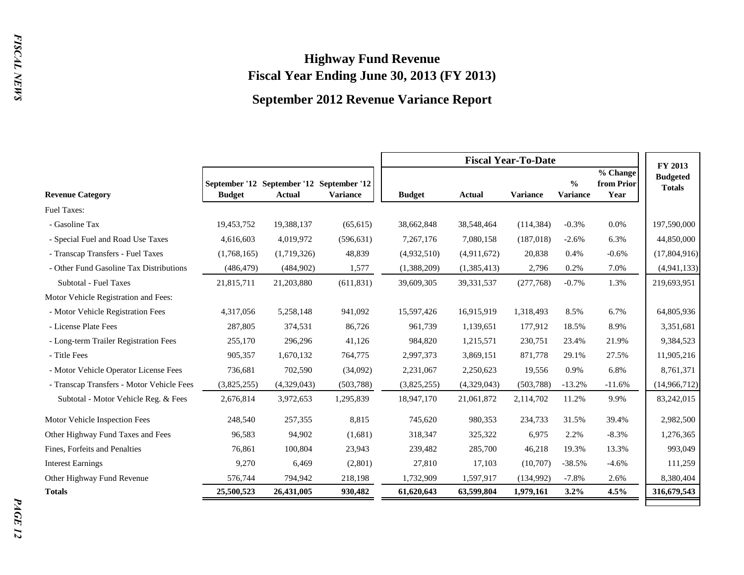# Highway Fund Revenue
## Fiscal Year Ending June 30, 2013 (FY 2013)

## September 2012 Revenue Variance Report

| | | | | Fiscal Year-To-Date | | | | | |
|---|---|---|---|---|---|---|---|---|---|
| **Revenue Category** | **September '12 Budget** | **September '12 Actual** | **September '12 Variance** | **Budget** | **Actual** | **Variance** | **% Variance** | **% Change from Prior Year** | **FY 2013 Budgeted Totals** |
| Fuel Taxes: | | | | | | | | | |
| - Gasoline Tax | 19,453,752 | 19,388,137 | (65,615) | 38,662,848 | 38,548,464 | (114,384) | -0.3% | 0.0% | 197,590,000 |
| - Special Fuel and Road Use Taxes | 4,616,603 | 4,019,972 | (596,631) | 7,267,176 | 7,080,158 | (187,018) | -2.6% | 6.3% | 44,850,000 |
| - Transcap Transfers - Fuel Taxes | (1,768,165) | (1,719,326) | 48,839 | (4,932,510) | (4,911,672) | 20,838 | 0.4% | -0.6% | (17,804,916) |
| - Other Fund Gasoline Tax Distributions | (486,479) | (484,902) | 1,577 | (1,388,209) | (1,385,413) | 2,796 | 0.2% | 7.0% | (4,941,133) |
| Subtotal - Fuel Taxes | 21,815,711 | 21,203,880 | (611,831) | 39,609,305 | 39,331,537 | (277,768) | -0.7% | 1.3% | 219,693,951 |
| Motor Vehicle Registration and Fees: | | | | | | | | | |
| - Motor Vehicle Registration Fees | 4,317,056 | 5,258,148 | 941,092 | 15,597,426 | 16,915,919 | 1,318,493 | 8.5% | 6.7% | 64,805,936 |
| - License Plate Fees | 287,805 | 374,531 | 86,726 | 961,739 | 1,139,651 | 177,912 | 18.5% | 8.9% | 3,351,681 |
| - Long-term Trailer Registration Fees | 255,170 | 296,296 | 41,126 | 984,820 | 1,215,571 | 230,751 | 23.4% | 21.9% | 9,384,523 |
| - Title Fees | 905,357 | 1,670,132 | 764,775 | 2,997,373 | 3,869,151 | 871,778 | 29.1% | 27.5% | 11,905,216 |
| - Motor Vehicle Operator License Fees | 736,681 | 702,590 | (34,092) | 2,231,067 | 2,250,623 | 19,556 | 0.9% | 6.8% | 8,761,371 |
| - Transcap Transfers - Motor Vehicle Fees | (3,825,255) | (4,329,043) | (503,788) | (3,825,255) | (4,329,043) | (503,788) | -13.2% | -11.6% | (14,966,712) |
| Subtotal - Motor Vehicle Reg. & Fees | 2,676,814 | 3,972,653 | 1,295,839 | 18,947,170 | 21,061,872 | 2,114,702 | 11.2% | 9.9% | 83,242,015 |
| Motor Vehicle Inspection Fees | 248,540 | 257,355 | 8,815 | 745,620 | 980,353 | 234,733 | 31.5% | 39.4% | 2,982,500 |
| Other Highway Fund Taxes and Fees | 96,583 | 94,902 | (1,681) | 318,347 | 325,322 | 6,975 | 2.2% | -8.3% | 1,276,365 |
| Fines, Forfeits and Penalties | 76,861 | 100,804 | 23,943 | 239,482 | 285,700 | 46,218 | 19.3% | 13.3% | 993,049 |
| Interest Earnings | 9,270 | 6,469 | (2,801) | 27,810 | 17,103 | (10,707) | -38.5% | -4.6% | 111,259 |
| Other Highway Fund Revenue | 576,744 | 794,942 | 218,198 | 1,732,909 | 1,597,917 | (134,992) | -7.8% | 2.6% | 8,380,404 |
| **Totals** | **25,500,523** | **26,431,005** | **930,482** | **61,620,643** | **63,599,804** | **1,979,161** | **3.2%** | **4.5%** | **316,679,543** |